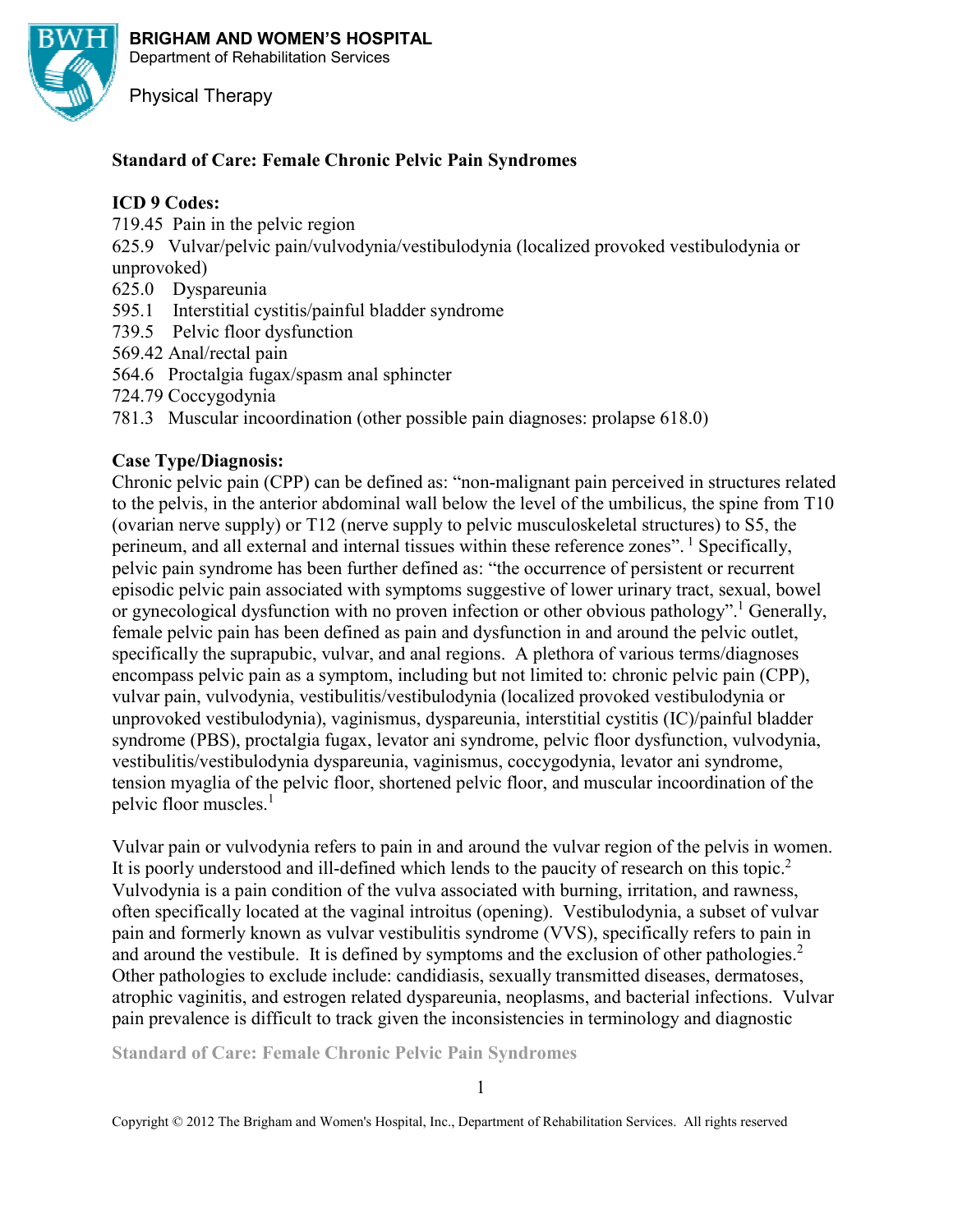**BRIGHAM AND WOMEN'S HOSPITAL**
Department of Rehabilitation Services

Physical Therapy

# Standard of Care: Female Chronic Pelvic Pain Syndromes

**ICD 9 Codes:**

719.45 Pain in the pelvic region
625.9 Vulvar/pelvic pain/vulvodynia/vestibulodynia (localized provoked vestibulodynia or unprovoked)
625.0 Dyspareunia
595.1 Interstitial cystitis/painful bladder syndrome
739.5 Pelvic floor dysfunction
569.42 Anal/rectal pain
564.6 Proctalgia fugax/spasm anal sphincter
724.79 Coccygodynia
781.3 Muscular incoordination (other possible pain diagnoses: prolapse 618.0)

**Case Type/Diagnosis:**

Chronic pelvic pain (CPP) can be defined as: "non-malignant pain perceived in structures related to the pelvis, in the anterior abdominal wall below the level of the umbilicus, the spine from T10 (ovarian nerve supply) or T12 (nerve supply to pelvic musculoskeletal structures) to S5, the perineum, and all external and internal tissues within these reference zones". [1] Specifically, pelvic pain syndrome has been further defined as: "the occurrence of persistent or recurrent episodic pelvic pain associated with symptoms suggestive of lower urinary tract, sexual, bowel or gynecological dysfunction with no proven infection or other obvious pathology".[1] Generally, female pelvic pain has been defined as pain and dysfunction in and around the pelvic outlet, specifically the suprapubic, vulvar, and anal regions. A plethora of various terms/diagnoses encompass pelvic pain as a symptom, including but not limited to: chronic pelvic pain (CPP), vulvar pain, vulvodynia, vestibulitis/vestibulodynia (localized provoked vestibulodynia or unprovoked vestibulodynia), vaginismus, dyspareunia, interstitial cystitis (IC)/painful bladder syndrome (PBS), proctalgia fugax, levator ani syndrome, pelvic floor dysfunction, vulvodynia, vestibulitis/vestibulodynia dyspareunia, vaginismus, coccygodynia, levator ani syndrome, tension myaglia of the pelvic floor, shortened pelvic floor, and muscular incoordination of the pelvic floor muscles.[1]

Vulvar pain or vulvodynia refers to pain in and around the vulvar region of the pelvis in women. It is poorly understood and ill-defined which lends to the paucity of research on this topic.[2] Vulvodynia is a pain condition of the vulva associated with burning, irritation, and rawness, often specifically located at the vaginal introitus (opening). Vestibulodynia, a subset of vulvar pain and formerly known as vulvar vestibulitis syndrome (VVS), specifically refers to pain in and around the vestibule. It is defined by symptoms and the exclusion of other pathologies.[2] Other pathologies to exclude include: candidiasis, sexually transmitted diseases, dermatoses, atrophic vaginitis, and estrogen related dyspareunia, neoplasms, and bacterial infections. Vulvar pain prevalence is difficult to track given the inconsistencies in terminology and diagnostic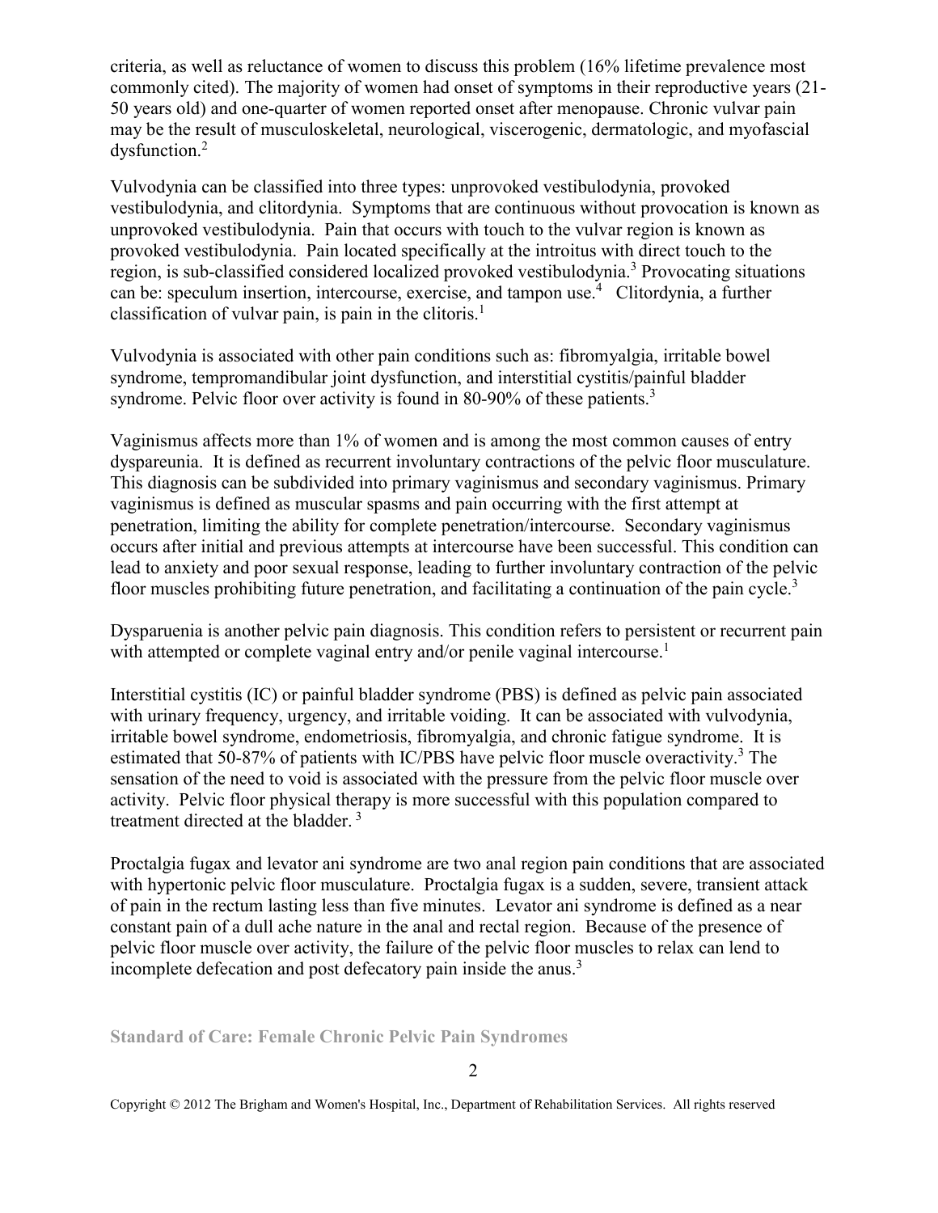criteria, as well as reluctance of women to discuss this problem (16% lifetime prevalence most commonly cited). The majority of women had onset of symptoms in their reproductive years (21-50 years old) and one-quarter of women reported onset after menopause. Chronic vulvar pain may be the result of musculoskeletal, neurological, viscerogenic, dermatologic, and myofascial dysfunction.[2]

Vulvodynia can be classified into three types: unprovoked vestibulodynia, provoked vestibulodynia, and clitordynia. Symptoms that are continuous without provocation is known as unprovoked vestibulodynia. Pain that occurs with touch to the vulvar region is known as provoked vestibulodynia. Pain located specifically at the introitus with direct touch to the region, is sub-classified considered localized provoked vestibulodynia.[3] Provocating situations can be: speculum insertion, intercourse, exercise, and tampon use.[4] Clitordynia, a further classification of vulvar pain, is pain in the clitoris.[1]

Vulvodynia is associated with other pain conditions such as: fibromyalgia, irritable bowel syndrome, tempromandibular joint dysfunction, and interstitial cystitis/painful bladder syndrome. Pelvic floor over activity is found in 80-90% of these patients.[3]

Vaginismus affects more than 1% of women and is among the most common causes of entry dyspareunia. It is defined as recurrent involuntary contractions of the pelvic floor musculature. This diagnosis can be subdivided into primary vaginismus and secondary vaginismus. Primary vaginismus is defined as muscular spasms and pain occurring with the first attempt at penetration, limiting the ability for complete penetration/intercourse. Secondary vaginismus occurs after initial and previous attempts at intercourse have been successful. This condition can lead to anxiety and poor sexual response, leading to further involuntary contraction of the pelvic floor muscles prohibiting future penetration, and facilitating a continuation of the pain cycle.[3]

Dysparuenia is another pelvic pain diagnosis. This condition refers to persistent or recurrent pain with attempted or complete vaginal entry and/or penile vaginal intercourse.[1]

Interstitial cystitis (IC) or painful bladder syndrome (PBS) is defined as pelvic pain associated with urinary frequency, urgency, and irritable voiding. It can be associated with vulvodynia, irritable bowel syndrome, endometriosis, fibromyalgia, and chronic fatigue syndrome. It is estimated that 50-87% of patients with IC/PBS have pelvic floor muscle overactivity.[3] The sensation of the need to void is associated with the pressure from the pelvic floor muscle over activity. Pelvic floor physical therapy is more successful with this population compared to treatment directed at the bladder.[3]

Proctalgia fugax and levator ani syndrome are two anal region pain conditions that are associated with hypertonic pelvic floor musculature. Proctalgia fugax is a sudden, severe, transient attack of pain in the rectum lasting less than five minutes. Levator ani syndrome is defined as a near constant pain of a dull ache nature in the anal and rectal region. Because of the presence of pelvic floor muscle over activity, the failure of the pelvic floor muscles to relax can lend to incomplete defecation and post defecatory pain inside the anus.[3]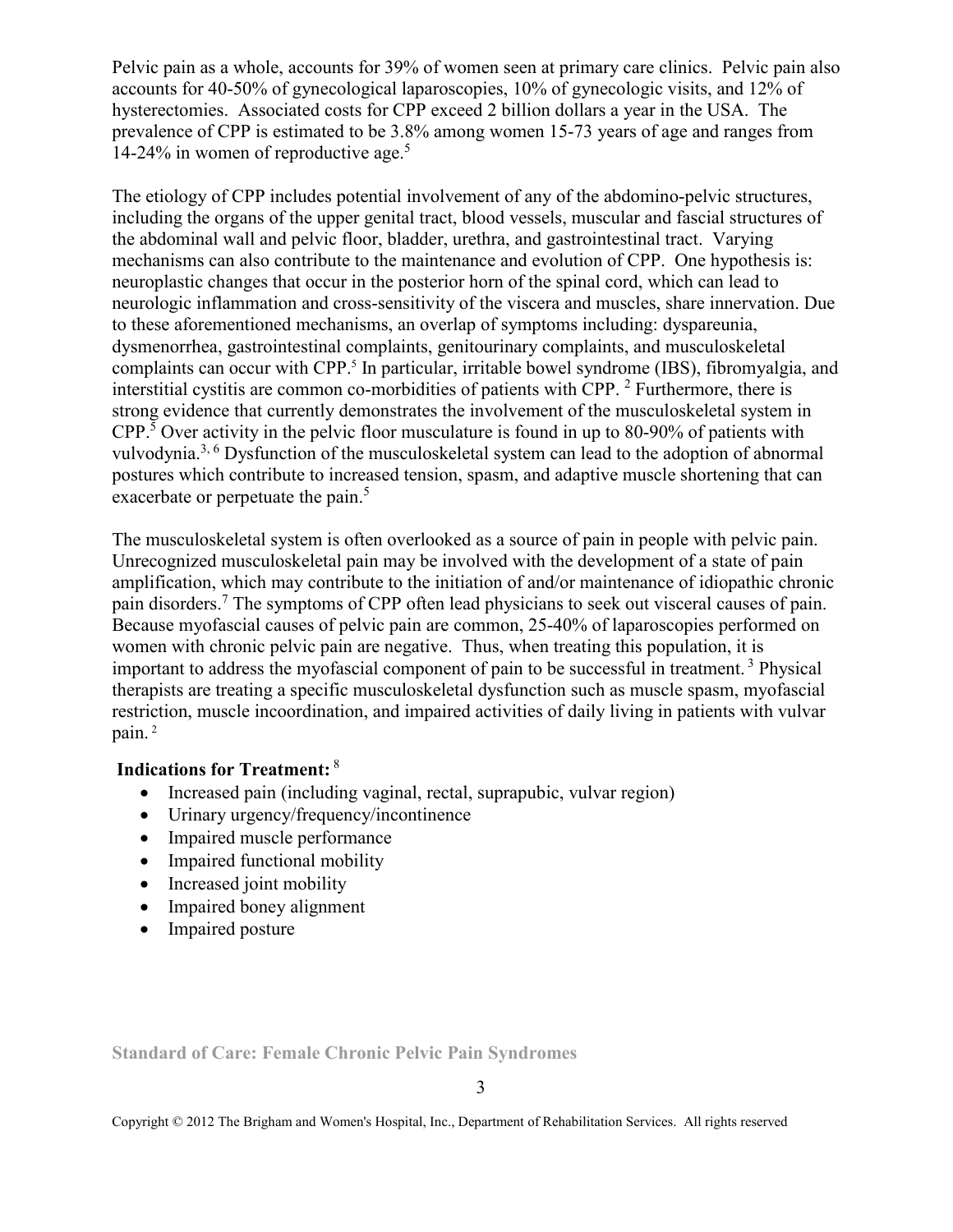Pelvic pain as a whole, accounts for 39% of women seen at primary care clinics. Pelvic pain also accounts for 40-50% of gynecological laparoscopies, 10% of gynecologic visits, and 12% of hysterectomies. Associated costs for CPP exceed 2 billion dollars a year in the USA. The prevalence of CPP is estimated to be 3.8% among women 15-73 years of age and ranges from 14-24% in women of reproductive age.[5]

The etiology of CPP includes potential involvement of any of the abdomino-pelvic structures, including the organs of the upper genital tract, blood vessels, muscular and fascial structures of the abdominal wall and pelvic floor, bladder, urethra, and gastrointestinal tract. Varying mechanisms can also contribute to the maintenance and evolution of CPP. One hypothesis is: neuroplastic changes that occur in the posterior horn of the spinal cord, which can lead to neurologic inflammation and cross-sensitivity of the viscera and muscles, share innervation. Due to these aforementioned mechanisms, an overlap of symptoms including: dyspareunia, dysmenorrhea, gastrointestinal complaints, genitourinary complaints, and musculoskeletal complaints can occur with CPP.[5] In particular, irritable bowel syndrome (IBS), fibromyalgia, and interstitial cystitis are common co-morbidities of patients with CPP.[2] Furthermore, there is strong evidence that currently demonstrates the involvement of the musculoskeletal system in CPP.[5] Over activity in the pelvic floor musculature is found in up to 80-90% of patients with vulvodynia.[3, 6] Dysfunction of the musculoskeletal system can lead to the adoption of abnormal postures which contribute to increased tension, spasm, and adaptive muscle shortening that can exacerbate or perpetuate the pain.[5]

The musculoskeletal system is often overlooked as a source of pain in people with pelvic pain. Unrecognized musculoskeletal pain may be involved with the development of a state of pain amplification, which may contribute to the initiation of and/or maintenance of idiopathic chronic pain disorders.[7] The symptoms of CPP often lead physicians to seek out visceral causes of pain. Because myofascial causes of pelvic pain are common, 25-40% of laparoscopies performed on women with chronic pelvic pain are negative. Thus, when treating this population, it is important to address the myofascial component of pain to be successful in treatment.[3] Physical therapists are treating a specific musculoskeletal dysfunction such as muscle spasm, myofascial restriction, muscle incoordination, and impaired activities of daily living in patients with vulvar pain.[2]

**Indications for Treatment:**[8]

- Increased pain (including vaginal, rectal, suprapubic, vulvar region)
- Urinary urgency/frequency/incontinence
- Impaired muscle performance
- Impaired functional mobility
- Increased joint mobility
- Impaired boney alignment
- Impaired posture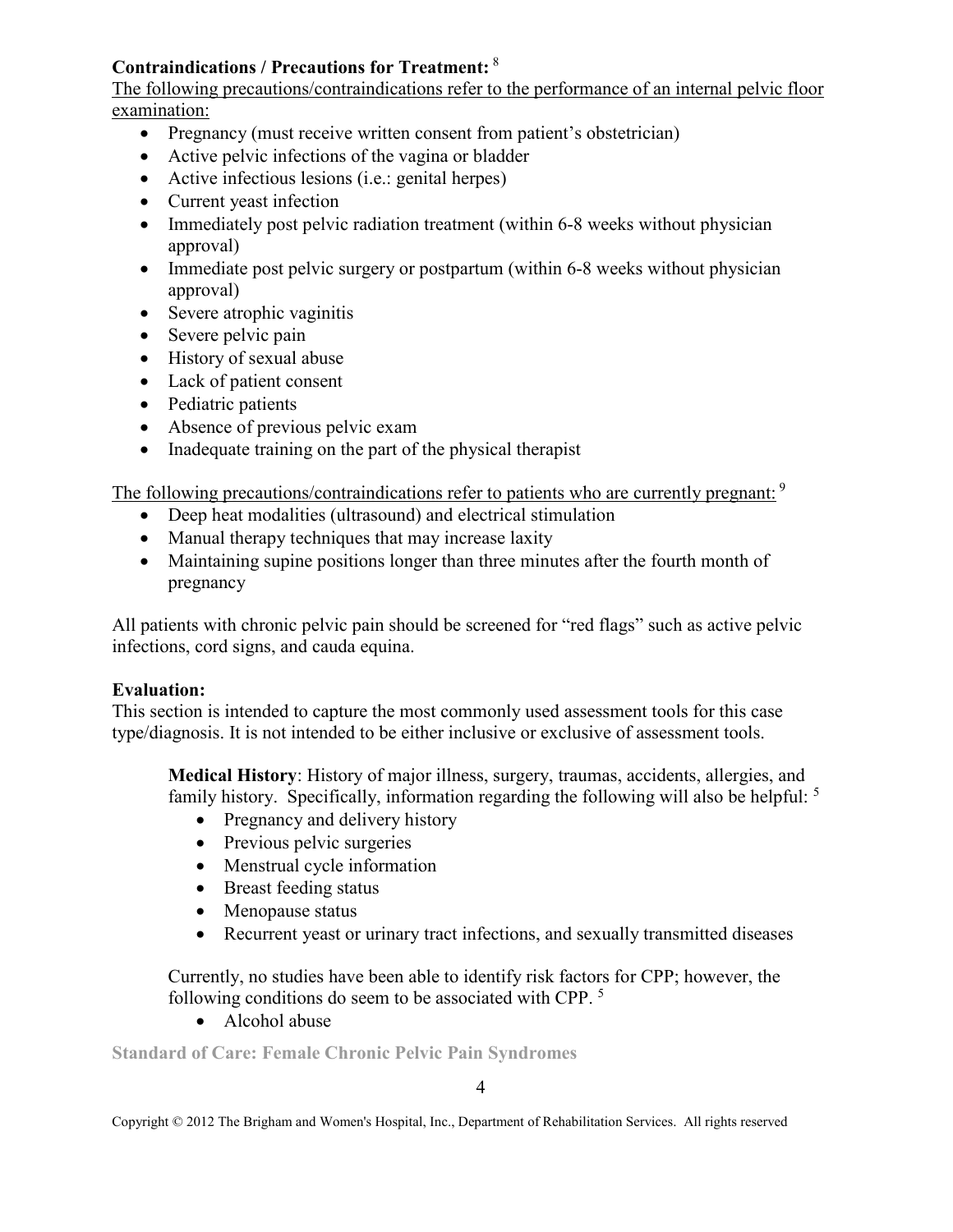**Contraindications / Precautions for Treatment:** [8]

The following precautions/contraindications refer to the performance of an internal pelvic floor examination:

- Pregnancy (must receive written consent from patient's obstetrician)
- Active pelvic infections of the vagina or bladder
- Active infectious lesions (i.e.: genital herpes)
- Current yeast infection
- Immediately post pelvic radiation treatment (within 6-8 weeks without physician approval)
- Immediate post pelvic surgery or postpartum (within 6-8 weeks without physician approval)
- Severe atrophic vaginitis
- Severe pelvic pain
- History of sexual abuse
- Lack of patient consent
- Pediatric patients
- Absence of previous pelvic exam
- Inadequate training on the part of the physical therapist

The following precautions/contraindications refer to patients who are currently pregnant: [9]

- Deep heat modalities (ultrasound) and electrical stimulation
- Manual therapy techniques that may increase laxity
- Maintaining supine positions longer than three minutes after the fourth month of pregnancy

All patients with chronic pelvic pain should be screened for "red flags" such as active pelvic infections, cord signs, and cauda equina.

**Evaluation:**

This section is intended to capture the most commonly used assessment tools for this case type/diagnosis. It is not intended to be either inclusive or exclusive of assessment tools.

**Medical History**: History of major illness, surgery, traumas, accidents, allergies, and family history. Specifically, information regarding the following will also be helpful: [5]

- Pregnancy and delivery history
- Previous pelvic surgeries
- Menstrual cycle information
- Breast feeding status
- Menopause status
- Recurrent yeast or urinary tract infections, and sexually transmitted diseases

Currently, no studies have been able to identify risk factors for CPP; however, the following conditions do seem to be associated with CPP. [5]

- Alcohol abuse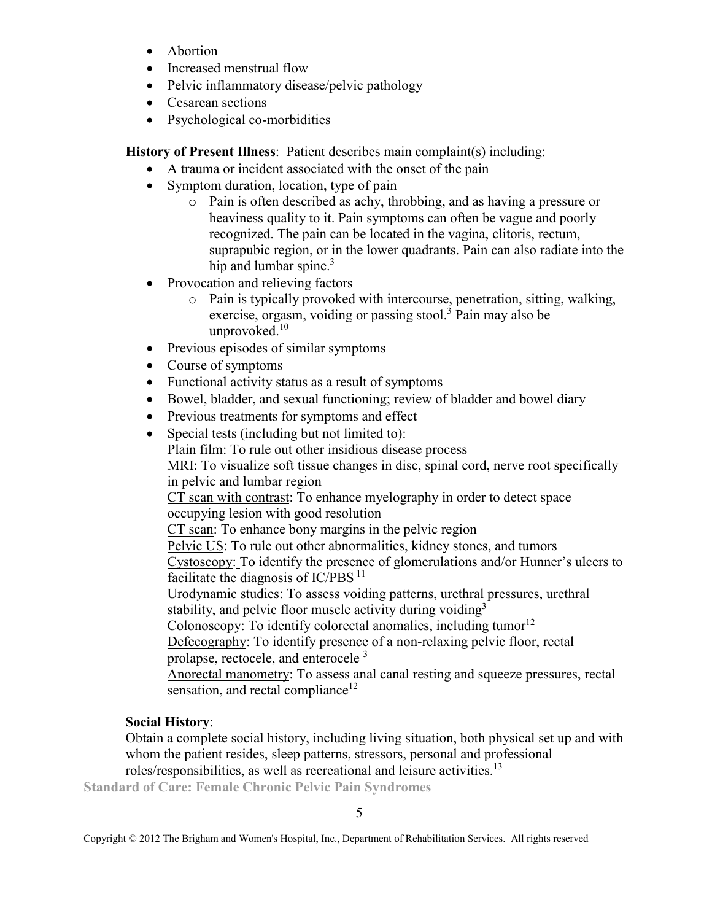- Abortion
- Increased menstrual flow
- Pelvic inflammatory disease/pelvic pathology
- Cesarean sections
- Psychological co-morbidities

**History of Present Illness**: Patient describes main complaint(s) including:

- A trauma or incident associated with the onset of the pain
- Symptom duration, location, type of pain
  - Pain is often described as achy, throbbing, and as having a pressure or heaviness quality to it. Pain symptoms can often be vague and poorly recognized. The pain can be located in the vagina, clitoris, rectum, suprapubic region, or in the lower quadrants. Pain can also radiate into the hip and lumbar spine.[3]
- Provocation and relieving factors
  - Pain is typically provoked with intercourse, penetration, sitting, walking, exercise, orgasm, voiding or passing stool.[3] Pain may also be unprovoked.[10]
- Previous episodes of similar symptoms
- Course of symptoms
- Functional activity status as a result of symptoms
- Bowel, bladder, and sexual functioning; review of bladder and bowel diary
- Previous treatments for symptoms and effect
- Special tests (including but not limited to):
  Plain film: To rule out other insidious disease process
  MRI: To visualize soft tissue changes in disc, spinal cord, nerve root specifically in pelvic and lumbar region
  CT scan with contrast: To enhance myelography in order to detect space occupying lesion with good resolution
  CT scan: To enhance bony margins in the pelvic region
  Pelvic US: To rule out other abnormalities, kidney stones, and tumors
  Cystoscopy: To identify the presence of glomerulations and/or Hunner's ulcers to facilitate the diagnosis of IC/PBS [11]
  Urodynamic studies: To assess voiding patterns, urethral pressures, urethral stability, and pelvic floor muscle activity during voiding[3]
  Colonoscopy: To identify colorectal anomalies, including tumor[12]
  Defecography: To identify presence of a non-relaxing pelvic floor, rectal prolapse, rectocele, and enterocele [3]
  Anorectal manometry: To assess anal canal resting and squeeze pressures, rectal sensation, and rectal compliance[12]

**Social History**:
Obtain a complete social history, including living situation, both physical set up and with whom the patient resides, sleep patterns, stressors, personal and professional roles/responsibilities, as well as recreational and leisure activities.[13]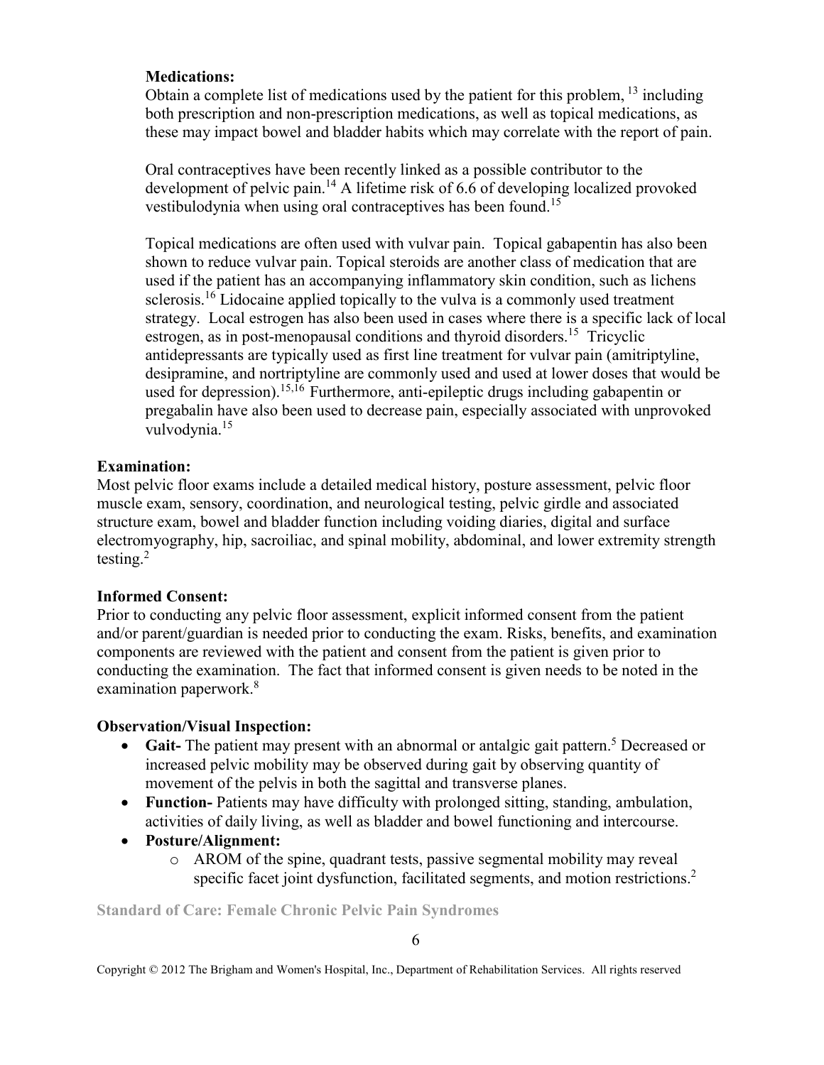**Medications:**

Obtain a complete list of medications used by the patient for this problem, [13] including both prescription and non-prescription medications, as well as topical medications, as these may impact bowel and bladder habits which may correlate with the report of pain.

Oral contraceptives have been recently linked as a possible contributor to the development of pelvic pain.[14] A lifetime risk of 6.6 of developing localized provoked vestibulodynia when using oral contraceptives has been found.[15]

Topical medications are often used with vulvar pain. Topical gabapentin has also been shown to reduce vulvar pain. Topical steroids are another class of medication that are used if the patient has an accompanying inflammatory skin condition, such as lichens sclerosis.[16] Lidocaine applied topically to the vulva is a commonly used treatment strategy. Local estrogen has also been used in cases where there is a specific lack of local estrogen, as in post-menopausal conditions and thyroid disorders.[15] Tricyclic antidepressants are typically used as first line treatment for vulvar pain (amitriptyline, desipramine, and nortriptyline are commonly used and used at lower doses that would be used for depression).[15,16] Furthermore, anti-epileptic drugs including gabapentin or pregabalin have also been used to decrease pain, especially associated with unprovoked vulvodynia.[15]

**Examination:**

Most pelvic floor exams include a detailed medical history, posture assessment, pelvic floor muscle exam, sensory, coordination, and neurological testing, pelvic girdle and associated structure exam, bowel and bladder function including voiding diaries, digital and surface electromyography, hip, sacroiliac, and spinal mobility, abdominal, and lower extremity strength testing.[2]

**Informed Consent:**

Prior to conducting any pelvic floor assessment, explicit informed consent from the patient and/or parent/guardian is needed prior to conducting the exam. Risks, benefits, and examination components are reviewed with the patient and consent from the patient is given prior to conducting the examination. The fact that informed consent is given needs to be noted in the examination paperwork.[8]

**Observation/Visual Inspection:**

- **Gait-** The patient may present with an abnormal or antalgic gait pattern.[5] Decreased or increased pelvic mobility may be observed during gait by observing quantity of movement of the pelvis in both the sagittal and transverse planes.
- **Function-** Patients may have difficulty with prolonged sitting, standing, ambulation, activities of daily living, as well as bladder and bowel functioning and intercourse.
- **Posture/Alignment:**
  - AROM of the spine, quadrant tests, passive segmental mobility may reveal specific facet joint dysfunction, facilitated segments, and motion restrictions.[2]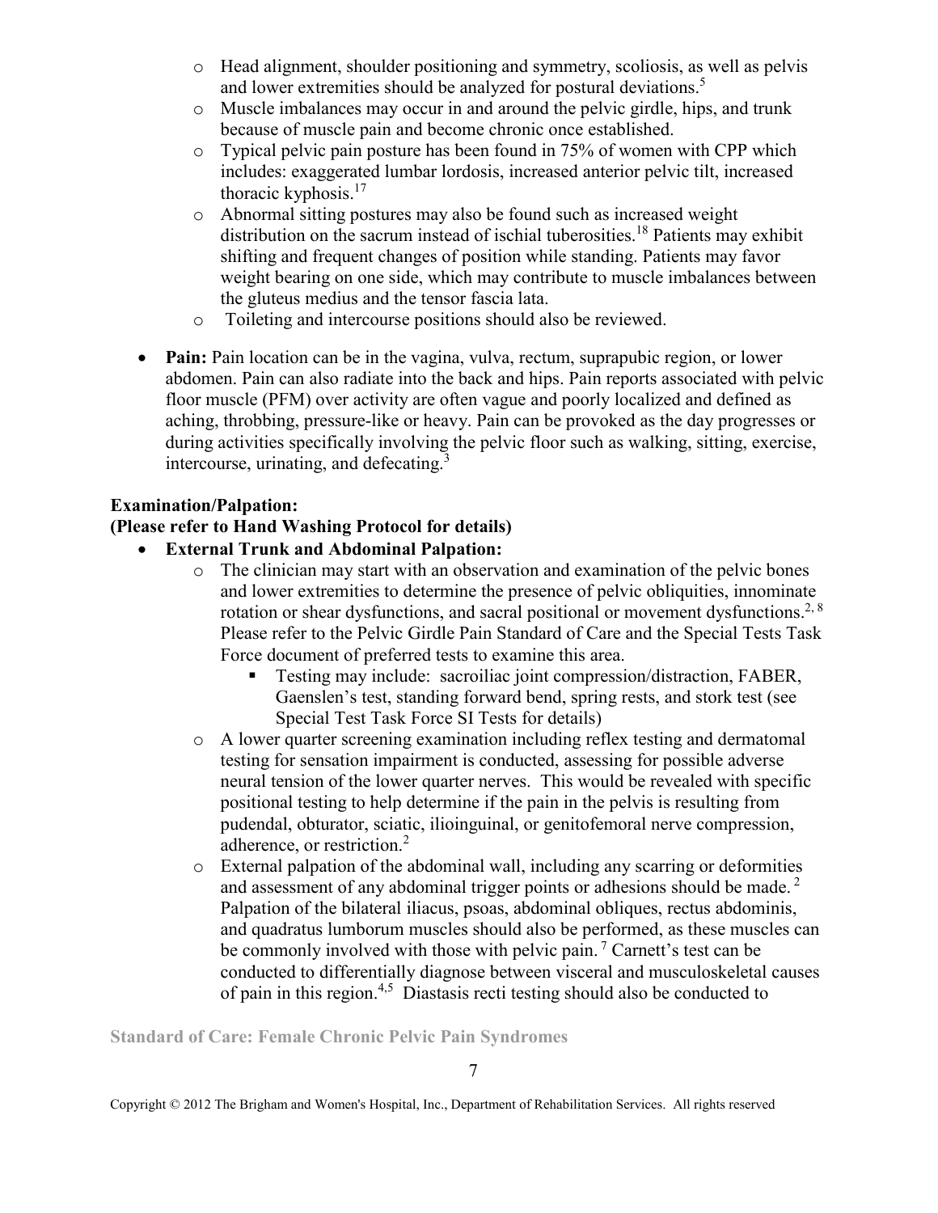- Head alignment, shoulder positioning and symmetry, scoliosis, as well as pelvis and lower extremities should be analyzed for postural deviations.[5]
- Muscle imbalances may occur in and around the pelvic girdle, hips, and trunk because of muscle pain and become chronic once established.
- Typical pelvic pain posture has been found in 75% of women with CPP which includes: exaggerated lumbar lordosis, increased anterior pelvic tilt, increased thoracic kyphosis.[17]
- Abnormal sitting postures may also be found such as increased weight distribution on the sacrum instead of ischial tuberosities.[18] Patients may exhibit shifting and frequent changes of position while standing. Patients may favor weight bearing on one side, which may contribute to muscle imbalances between the gluteus medius and the tensor fascia lata.
- Toileting and intercourse positions should also be reviewed.

- **Pain:** Pain location can be in the vagina, vulva, rectum, suprapubic region, or lower abdomen. Pain can also radiate into the back and hips. Pain reports associated with pelvic floor muscle (PFM) over activity are often vague and poorly localized and defined as aching, throbbing, pressure-like or heavy. Pain can be provoked as the day progresses or during activities specifically involving the pelvic floor such as walking, sitting, exercise, intercourse, urinating, and defecating.[3]

**Examination/Palpation:**
**(Please refer to Hand Washing Protocol for details)**

- **External Trunk and Abdominal Palpation:**
  - The clinician may start with an observation and examination of the pelvic bones and lower extremities to determine the presence of pelvic obliquities, innominate rotation or shear dysfunctions, and sacral positional or movement dysfunctions.[2, 8] Please refer to the Pelvic Girdle Pain Standard of Care and the Special Tests Task Force document of preferred tests to examine this area.
    - Testing may include: sacroiliac joint compression/distraction, FABER, Gaenslen's test, standing forward bend, spring rests, and stork test (see Special Test Task Force SI Tests for details)
  - A lower quarter screening examination including reflex testing and dermatomal testing for sensation impairment is conducted, assessing for possible adverse neural tension of the lower quarter nerves. This would be revealed with specific positional testing to help determine if the pain in the pelvis is resulting from pudendal, obturator, sciatic, ilioinguinal, or genitofemoral nerve compression, adherence, or restriction.[2]
  - External palpation of the abdominal wall, including any scarring or deformities and assessment of any abdominal trigger points or adhesions should be made.[2] Palpation of the bilateral iliacus, psoas, abdominal obliques, rectus abdominis, and quadratus lumborum muscles should also be performed, as these muscles can be commonly involved with those with pelvic pain.[7] Carnett's test can be conducted to differentially diagnose between visceral and musculoskeletal causes of pain in this region.[4,5] Diastasis recti testing should also be conducted to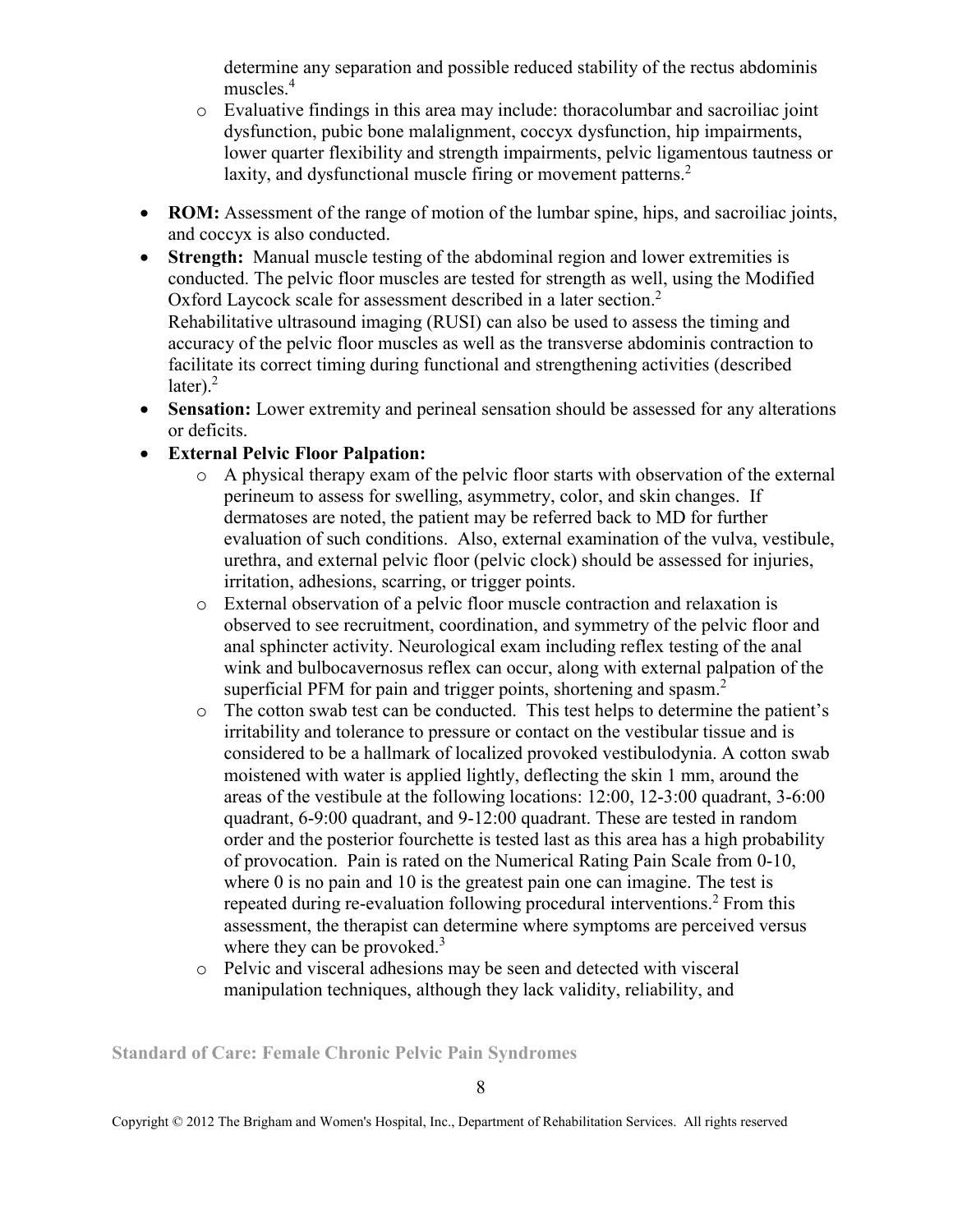determine any separation and possible reduced stability of the rectus abdominis muscles.[4]

    - Evaluative findings in this area may include: thoracolumbar and sacroiliac joint dysfunction, pubic bone malalignment, coccyx dysfunction, hip impairments, lower quarter flexibility and strength impairments, pelvic ligamentous tautness or laxity, and dysfunctional muscle firing or movement patterns.[2]

- **ROM:** Assessment of the range of motion of the lumbar spine, hips, and sacroiliac joints, and coccyx is also conducted.
- **Strength:** Manual muscle testing of the abdominal region and lower extremities is conducted. The pelvic floor muscles are tested for strength as well, using the Modified Oxford Laycock scale for assessment described in a later section.[2]
  Rehabilitative ultrasound imaging (RUSI) can also be used to assess the timing and accuracy of the pelvic floor muscles as well as the transverse abdominis contraction to facilitate its correct timing during functional and strengthening activities (described later).[2]
- **Sensation:** Lower extremity and perineal sensation should be assessed for any alterations or deficits.
- **External Pelvic Floor Palpation:**
    - A physical therapy exam of the pelvic floor starts with observation of the external perineum to assess for swelling, asymmetry, color, and skin changes. If dermatoses are noted, the patient may be referred back to MD for further evaluation of such conditions. Also, external examination of the vulva, vestibule, urethra, and external pelvic floor (pelvic clock) should be assessed for injuries, irritation, adhesions, scarring, or trigger points.
    - External observation of a pelvic floor muscle contraction and relaxation is observed to see recruitment, coordination, and symmetry of the pelvic floor and anal sphincter activity. Neurological exam including reflex testing of the anal wink and bulbocavernosus reflex can occur, along with external palpation of the superficial PFM for pain and trigger points, shortening and spasm.[2]
    - The cotton swab test can be conducted. This test helps to determine the patient's irritability and tolerance to pressure or contact on the vestibular tissue and is considered to be a hallmark of localized provoked vestibulodynia. A cotton swab moistened with water is applied lightly, deflecting the skin 1 mm, around the areas of the vestibule at the following locations: 12:00, 12-3:00 quadrant, 3-6:00 quadrant, 6-9:00 quadrant, and 9-12:00 quadrant. These are tested in random order and the posterior fourchette is tested last as this area has a high probability of provocation. Pain is rated on the Numerical Rating Pain Scale from 0-10, where 0 is no pain and 10 is the greatest pain one can imagine. The test is repeated during re-evaluation following procedural interventions.[2] From this assessment, the therapist can determine where symptoms are perceived versus where they can be provoked.[3]
    - Pelvic and visceral adhesions may be seen and detected with visceral manipulation techniques, although they lack validity, reliability, and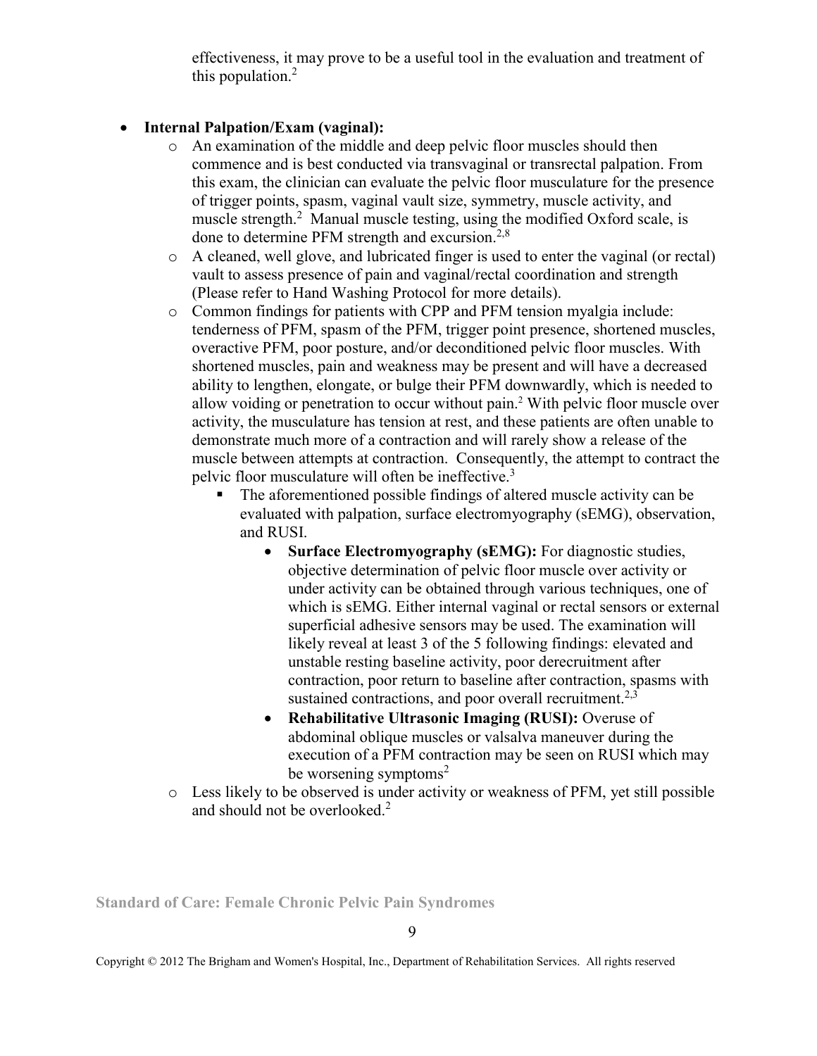effectiveness, it may prove to be a useful tool in the evaluation and treatment of this population.[2]

- **Internal Palpation/Exam (vaginal):**
  - An examination of the middle and deep pelvic floor muscles should then commence and is best conducted via transvaginal or transrectal palpation. From this exam, the clinician can evaluate the pelvic floor musculature for the presence of trigger points, spasm, vaginal vault size, symmetry, muscle activity, and muscle strength.[2] Manual muscle testing, using the modified Oxford scale, is done to determine PFM strength and excursion.[2,8]
  - A cleaned, well glove, and lubricated finger is used to enter the vaginal (or rectal) vault to assess presence of pain and vaginal/rectal coordination and strength (Please refer to Hand Washing Protocol for more details).
  - Common findings for patients with CPP and PFM tension myalgia include: tenderness of PFM, spasm of the PFM, trigger point presence, shortened muscles, overactive PFM, poor posture, and/or deconditioned pelvic floor muscles. With shortened muscles, pain and weakness may be present and will have a decreased ability to lengthen, elongate, or bulge their PFM downwardly, which is needed to allow voiding or penetration to occur without pain.[2] With pelvic floor muscle over activity, the musculature has tension at rest, and these patients are often unable to demonstrate much more of a contraction and will rarely show a release of the muscle between attempts at contraction. Consequently, the attempt to contract the pelvic floor musculature will often be ineffective.[3]
    - The aforementioned possible findings of altered muscle activity can be evaluated with palpation, surface electromyography (sEMG), observation, and RUSI.
      - **Surface Electromyography (sEMG):** For diagnostic studies, objective determination of pelvic floor muscle over activity or under activity can be obtained through various techniques, one of which is sEMG. Either internal vaginal or rectal sensors or external superficial adhesive sensors may be used. The examination will likely reveal at least 3 of the 5 following findings: elevated and unstable resting baseline activity, poor derecruitment after contraction, poor return to baseline after contraction, spasms with sustained contractions, and poor overall recruitment.[2,3]
      - **Rehabilitative Ultrasonic Imaging (RUSI):** Overuse of abdominal oblique muscles or valsalva maneuver during the execution of a PFM contraction may be seen on RUSI which may be worsening symptoms[2]
  - Less likely to be observed is under activity or weakness of PFM, yet still possible and should not be overlooked.[2]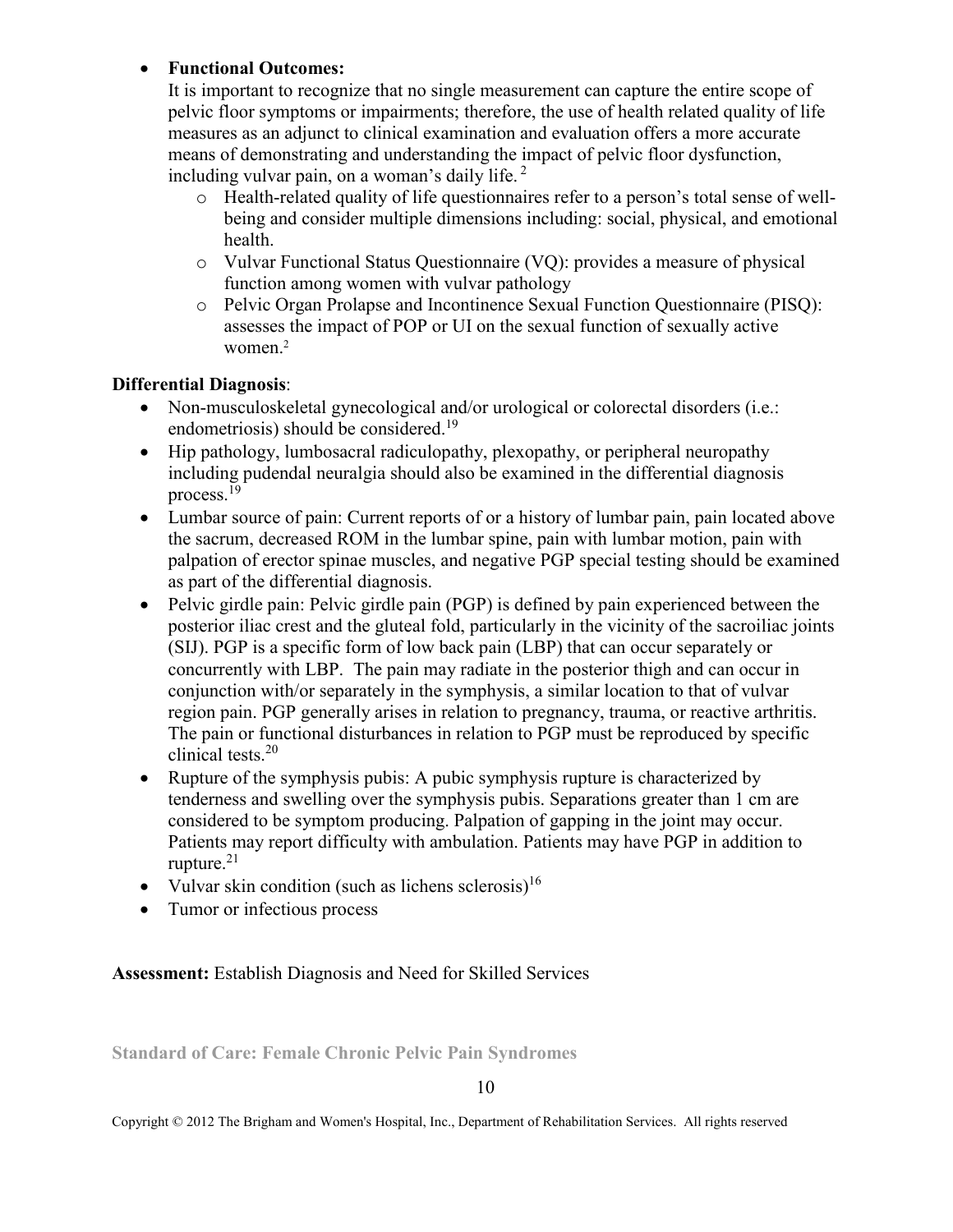- **Functional Outcomes:**
  It is important to recognize that no single measurement can capture the entire scope of pelvic floor symptoms or impairments; therefore, the use of health related quality of life measures as an adjunct to clinical examination and evaluation offers a more accurate means of demonstrating and understanding the impact of pelvic floor dysfunction, including vulvar pain, on a woman's daily life. [2]
  - Health-related quality of life questionnaires refer to a person's total sense of well-being and consider multiple dimensions including: social, physical, and emotional health.
  - Vulvar Functional Status Questionnaire (VQ): provides a measure of physical function among women with vulvar pathology
  - Pelvic Organ Prolapse and Incontinence Sexual Function Questionnaire (PISQ): assesses the impact of POP or UI on the sexual function of sexually active women.[2]

**Differential Diagnosis**:

- Non-musculoskeletal gynecological and/or urological or colorectal disorders (i.e.: endometriosis) should be considered.[19]
- Hip pathology, lumbosacral radiculopathy, plexopathy, or peripheral neuropathy including pudendal neuralgia should also be examined in the differential diagnosis process.[19]
- Lumbar source of pain: Current reports of or a history of lumbar pain, pain located above the sacrum, decreased ROM in the lumbar spine, pain with lumbar motion, pain with palpation of erector spinae muscles, and negative PGP special testing should be examined as part of the differential diagnosis.
- Pelvic girdle pain: Pelvic girdle pain (PGP) is defined by pain experienced between the posterior iliac crest and the gluteal fold, particularly in the vicinity of the sacroiliac joints (SIJ). PGP is a specific form of low back pain (LBP) that can occur separately or concurrently with LBP. The pain may radiate in the posterior thigh and can occur in conjunction with/or separately in the symphysis, a similar location to that of vulvar region pain. PGP generally arises in relation to pregnancy, trauma, or reactive arthritis. The pain or functional disturbances in relation to PGP must be reproduced by specific clinical tests.[20]
- Rupture of the symphysis pubis: A pubic symphysis rupture is characterized by tenderness and swelling over the symphysis pubis. Separations greater than 1 cm are considered to be symptom producing. Palpation of gapping in the joint may occur. Patients may report difficulty with ambulation. Patients may have PGP in addition to rupture.[21]
- Vulvar skin condition (such as lichens sclerosis)[16]
- Tumor or infectious process

**Assessment:** Establish Diagnosis and Need for Skilled Services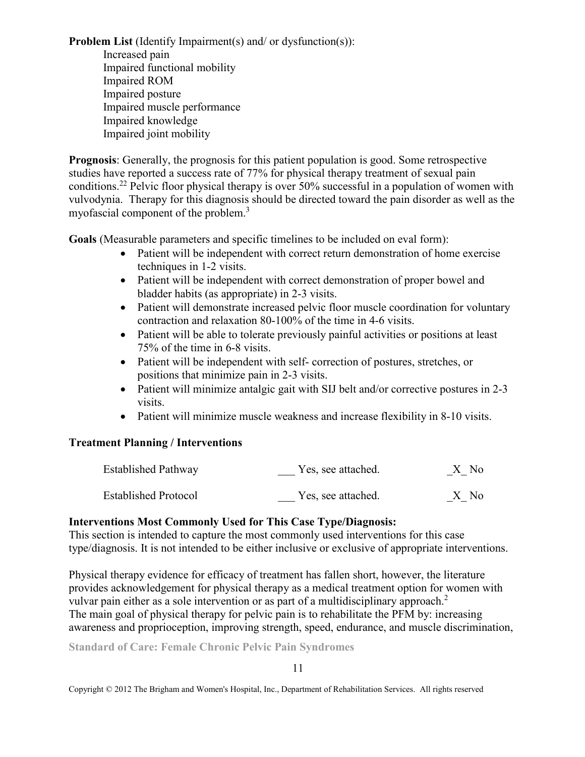**Problem List** (Identify Impairment(s) and/ or dysfunction(s)):

Increased pain
Impaired functional mobility
Impaired ROM
Impaired posture
Impaired muscle performance
Impaired knowledge
Impaired joint mobility

**Prognosis**: Generally, the prognosis for this patient population is good. Some retrospective studies have reported a success rate of 77% for physical therapy treatment of sexual pain conditions.[22] Pelvic floor physical therapy is over 50% successful in a population of women with vulvodynia. Therapy for this diagnosis should be directed toward the pain disorder as well as the myofascial component of the problem.[3]

**Goals** (Measurable parameters and specific timelines to be included on eval form):

- Patient will be independent with correct return demonstration of home exercise techniques in 1-2 visits.
- Patient will be independent with correct demonstration of proper bowel and bladder habits (as appropriate) in 2-3 visits.
- Patient will demonstrate increased pelvic floor muscle coordination for voluntary contraction and relaxation 80-100% of the time in 4-6 visits.
- Patient will be able to tolerate previously painful activities or positions at least 75% of the time in 6-8 visits.
- Patient will be independent with self- correction of postures, stretches, or positions that minimize pain in 2-3 visits.
- Patient will minimize antalgic gait with SIJ belt and/or corrective postures in 2-3 visits.
- Patient will minimize muscle weakness and increase flexibility in 8-10 visits.

**Treatment Planning / Interventions**

| | | |
|---|---|---|
| Established Pathway | ___ Yes, see attached. | _X_ No |
| Established Protocol | ___ Yes, see attached. | _X_ No |

**Interventions Most Commonly Used for This Case Type/Diagnosis:**
This section is intended to capture the most commonly used interventions for this case type/diagnosis. It is not intended to be either inclusive or exclusive of appropriate interventions.

Physical therapy evidence for efficacy of treatment has fallen short, however, the literature provides acknowledgement for physical therapy as a medical treatment option for women with vulvar pain either as a sole intervention or as part of a multidisciplinary approach.[2]
The main goal of physical therapy for pelvic pain is to rehabilitate the PFM by: increasing awareness and proprioception, improving strength, speed, endurance, and muscle discrimination,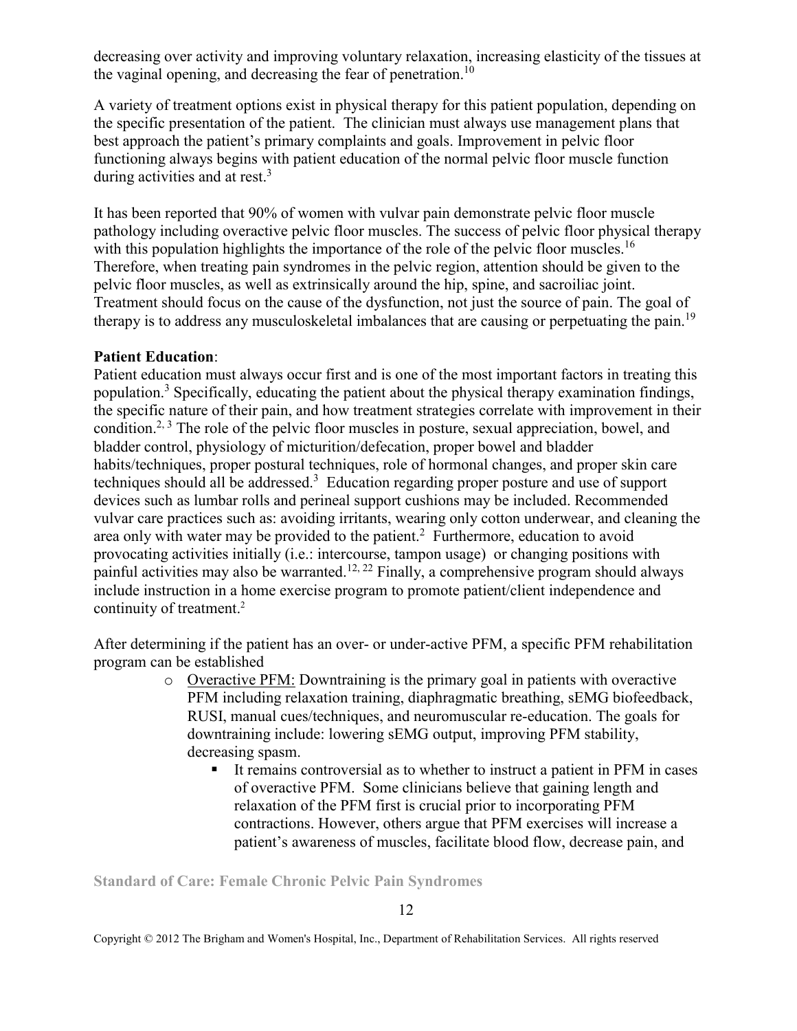decreasing over activity and improving voluntary relaxation, increasing elasticity of the tissues at the vaginal opening, and decreasing the fear of penetration.[10]

A variety of treatment options exist in physical therapy for this patient population, depending on the specific presentation of the patient. The clinician must always use management plans that best approach the patient's primary complaints and goals. Improvement in pelvic floor functioning always begins with patient education of the normal pelvic floor muscle function during activities and at rest.[3]

It has been reported that 90% of women with vulvar pain demonstrate pelvic floor muscle pathology including overactive pelvic floor muscles. The success of pelvic floor physical therapy with this population highlights the importance of the role of the pelvic floor muscles.[16] Therefore, when treating pain syndromes in the pelvic region, attention should be given to the pelvic floor muscles, as well as extrinsically around the hip, spine, and sacroiliac joint. Treatment should focus on the cause of the dysfunction, not just the source of pain. The goal of therapy is to address any musculoskeletal imbalances that are causing or perpetuating the pain.[19]

**Patient Education**:
Patient education must always occur first and is one of the most important factors in treating this population.[3] Specifically, educating the patient about the physical therapy examination findings, the specific nature of their pain, and how treatment strategies correlate with improvement in their condition.[2, 3] The role of the pelvic floor muscles in posture, sexual appreciation, bowel, and bladder control, physiology of micturition/defecation, proper bowel and bladder habits/techniques, proper postural techniques, role of hormonal changes, and proper skin care techniques should all be addressed.[3] Education regarding proper posture and use of support devices such as lumbar rolls and perineal support cushions may be included. Recommended vulvar care practices such as: avoiding irritants, wearing only cotton underwear, and cleaning the area only with water may be provided to the patient.[2] Furthermore, education to avoid provocating activities initially (i.e.: intercourse, tampon usage) or changing positions with painful activities may also be warranted.[12, 22] Finally, a comprehensive program should always include instruction in a home exercise program to promote patient/client independence and continuity of treatment.[2]

After determining if the patient has an over- or under-active PFM, a specific PFM rehabilitation program can be established

- Overactive PFM: Downtraining is the primary goal in patients with overactive PFM including relaxation training, diaphragmatic breathing, sEMG biofeedback, RUSI, manual cues/techniques, and neuromuscular re-education. The goals for downtraining include: lowering sEMG output, improving PFM stability, decreasing spasm.
  - It remains controversial as to whether to instruct a patient in PFM in cases of overactive PFM. Some clinicians believe that gaining length and relaxation of the PFM first is crucial prior to incorporating PFM contractions. However, others argue that PFM exercises will increase a patient's awareness of muscles, facilitate blood flow, decrease pain, and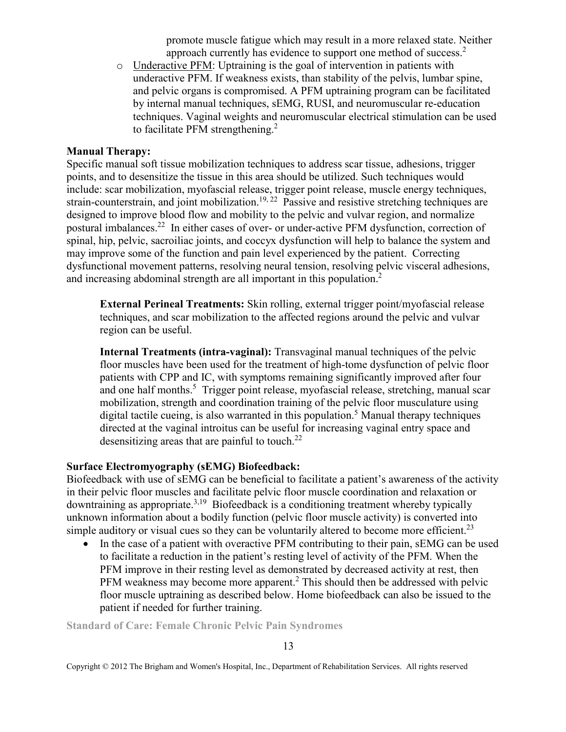promote muscle fatigue which may result in a more relaxed state. Neither approach currently has evidence to support one method of success.[2]

- Underactive PFM: Uptraining is the goal of intervention in patients with underactive PFM. If weakness exists, than stability of the pelvis, lumbar spine, and pelvic organs is compromised. A PFM uptraining program can be facilitated by internal manual techniques, sEMG, RUSI, and neuromuscular re-education techniques. Vaginal weights and neuromuscular electrical stimulation can be used to facilitate PFM strengthening.[2]

**Manual Therapy:**

Specific manual soft tissue mobilization techniques to address scar tissue, adhesions, trigger points, and to desensitize the tissue in this area should be utilized. Such techniques would include: scar mobilization, myofascial release, trigger point release, muscle energy techniques, strain-counterstrain, and joint mobilization.[19, 22] Passive and resistive stretching techniques are designed to improve blood flow and mobility to the pelvic and vulvar region, and normalize postural imbalances.[22] In either cases of over- or under-active PFM dysfunction, correction of spinal, hip, pelvic, sacroiliac joints, and coccyx dysfunction will help to balance the system and may improve some of the function and pain level experienced by the patient. Correcting dysfunctional movement patterns, resolving neural tension, resolving pelvic visceral adhesions, and increasing abdominal strength are all important in this population.[2]

**External Perineal Treatments:** Skin rolling, external trigger point/myofascial release techniques, and scar mobilization to the affected regions around the pelvic and vulvar region can be useful.

**Internal Treatments (intra-vaginal):** Transvaginal manual techniques of the pelvic floor muscles have been used for the treatment of high-tome dysfunction of pelvic floor patients with CPP and IC, with symptoms remaining significantly improved after four and one half months.[5] Trigger point release, myofascial release, stretching, manual scar mobilization, strength and coordination training of the pelvic floor musculature using digital tactile cueing, is also warranted in this population.[5] Manual therapy techniques directed at the vaginal introitus can be useful for increasing vaginal entry space and desensitizing areas that are painful to touch.[22]

**Surface Electromyography (sEMG) Biofeedback:**

Biofeedback with use of sEMG can be beneficial to facilitate a patient's awareness of the activity in their pelvic floor muscles and facilitate pelvic floor muscle coordination and relaxation or downtraining as appropriate.[3,19] Biofeedback is a conditioning treatment whereby typically unknown information about a bodily function (pelvic floor muscle activity) is converted into simple auditory or visual cues so they can be voluntarily altered to become more efficient.[23]

- In the case of a patient with overactive PFM contributing to their pain, sEMG can be used to facilitate a reduction in the patient's resting level of activity of the PFM. When the PFM improve in their resting level as demonstrated by decreased activity at rest, then PFM weakness may become more apparent.[2] This should then be addressed with pelvic floor muscle uptraining as described below. Home biofeedback can also be issued to the patient if needed for further training.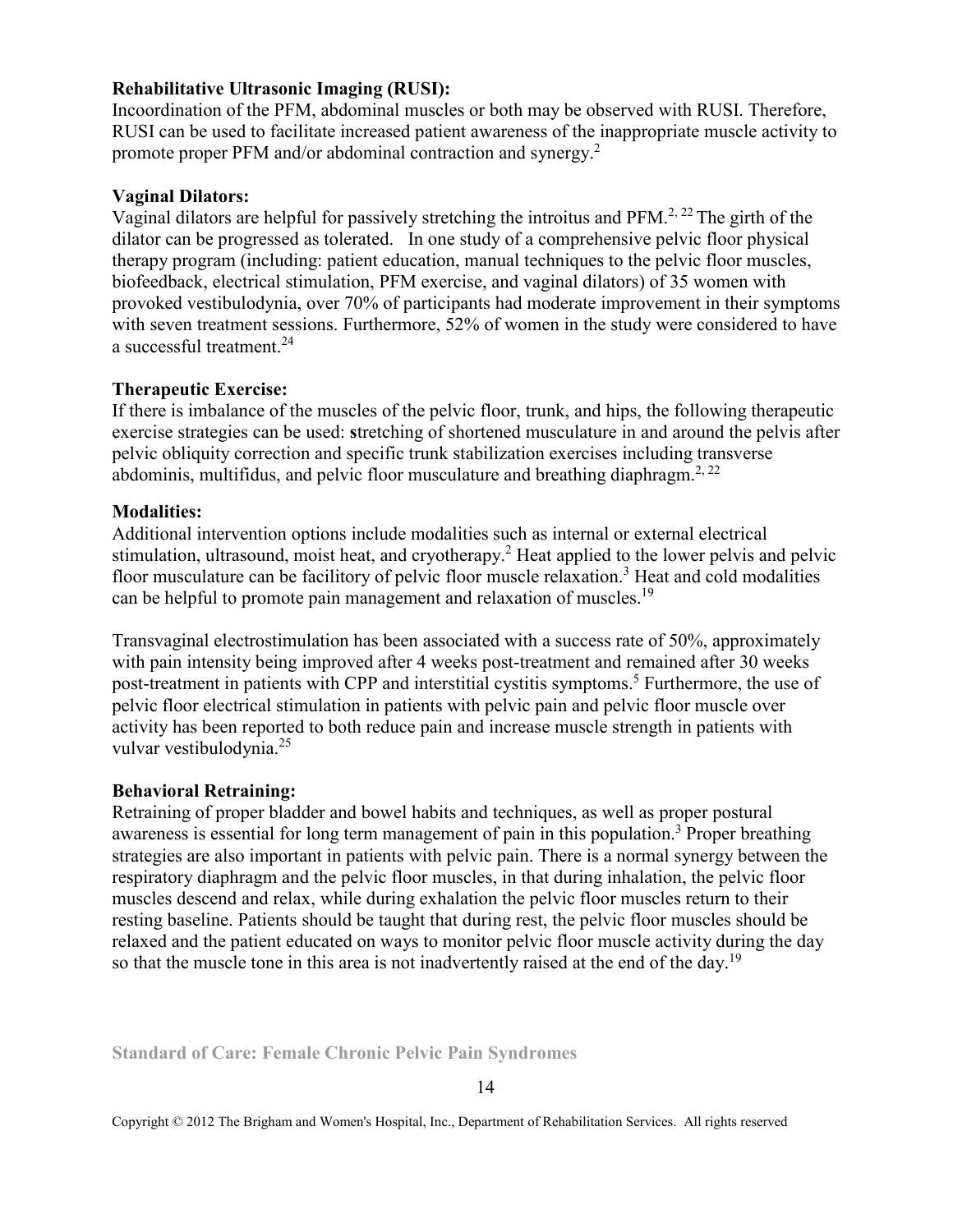**Rehabilitative Ultrasonic Imaging (RUSI):**
Incoordination of the PFM, abdominal muscles or both may be observed with RUSI. Therefore, RUSI can be used to facilitate increased patient awareness of the inappropriate muscle activity to promote proper PFM and/or abdominal contraction and synergy.[2]

**Vaginal Dilators:**
Vaginal dilators are helpful for passively stretching the introitus and PFM.[2, 22] The girth of the dilator can be progressed as tolerated. In one study of a comprehensive pelvic floor physical therapy program (including: patient education, manual techniques to the pelvic floor muscles, biofeedback, electrical stimulation, PFM exercise, and vaginal dilators) of 35 women with provoked vestibulodynia, over 70% of participants had moderate improvement in their symptoms with seven treatment sessions. Furthermore, 52% of women in the study were considered to have a successful treatment.[24]

**Therapeutic Exercise:**
If there is imbalance of the muscles of the pelvic floor, trunk, and hips, the following therapeutic exercise strategies can be used: **s**tretching of shortened musculature in and around the pelvis after pelvic obliquity correction and specific trunk stabilization exercises including transverse abdominis, multifidus, and pelvic floor musculature and breathing diaphragm.[2, 22]

**Modalities:**
Additional intervention options include modalities such as internal or external electrical stimulation, ultrasound, moist heat, and cryotherapy.[2] Heat applied to the lower pelvis and pelvic floor musculature can be facilitory of pelvic floor muscle relaxation.[3] Heat and cold modalities can be helpful to promote pain management and relaxation of muscles.[19]

Transvaginal electrostimulation has been associated with a success rate of 50%, approximately with pain intensity being improved after 4 weeks post-treatment and remained after 30 weeks post-treatment in patients with CPP and interstitial cystitis symptoms.[5] Furthermore, the use of pelvic floor electrical stimulation in patients with pelvic pain and pelvic floor muscle over activity has been reported to both reduce pain and increase muscle strength in patients with vulvar vestibulodynia.[25]

**Behavioral Retraining:**
Retraining of proper bladder and bowel habits and techniques, as well as proper postural awareness is essential for long term management of pain in this population.[3] Proper breathing strategies are also important in patients with pelvic pain. There is a normal synergy between the respiratory diaphragm and the pelvic floor muscles, in that during inhalation, the pelvic floor muscles descend and relax, while during exhalation the pelvic floor muscles return to their resting baseline. Patients should be taught that during rest, the pelvic floor muscles should be relaxed and the patient educated on ways to monitor pelvic floor muscle activity during the day so that the muscle tone in this area is not inadvertently raised at the end of the day.[19]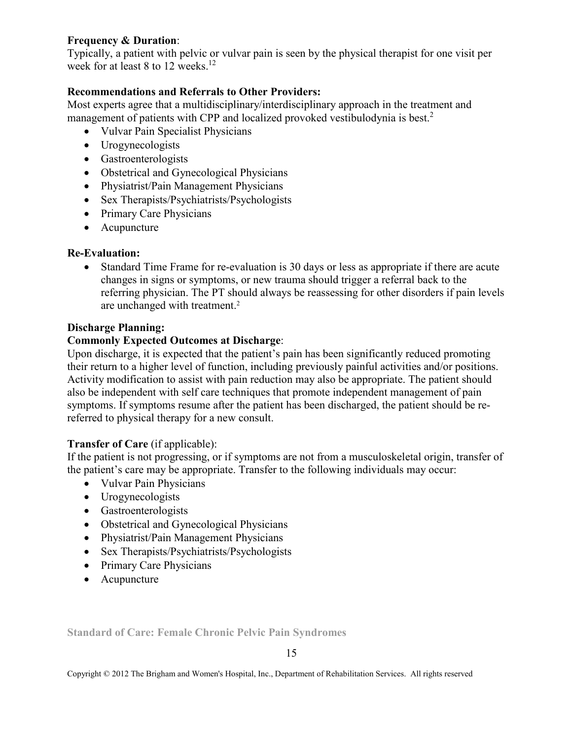**Frequency & Duration**:
Typically, a patient with pelvic or vulvar pain is seen by the physical therapist for one visit per week for at least 8 to 12 weeks.[12]

**Recommendations and Referrals to Other Providers:**
Most experts agree that a multidisciplinary/interdisciplinary approach in the treatment and management of patients with CPP and localized provoked vestibulodynia is best.[2]

- Vulvar Pain Specialist Physicians
- Urogynecologists
- Gastroenterologists
- Obstetrical and Gynecological Physicians
- Physiatrist/Pain Management Physicians
- Sex Therapists/Psychiatrists/Psychologists
- Primary Care Physicians
- Acupuncture

**Re-Evaluation:**

- Standard Time Frame for re-evaluation is 30 days or less as appropriate if there are acute changes in signs or symptoms, or new trauma should trigger a referral back to the referring physician. The PT should always be reassessing for other disorders if pain levels are unchanged with treatment.[2]

**Discharge Planning:**

**Commonly Expected Outcomes at Discharge**:
Upon discharge, it is expected that the patient's pain has been significantly reduced promoting their return to a higher level of function, including previously painful activities and/or positions. Activity modification to assist with pain reduction may also be appropriate. The patient should also be independent with self care techniques that promote independent management of pain symptoms. If symptoms resume after the patient has been discharged, the patient should be re-referred to physical therapy for a new consult.

**Transfer of Care** (if applicable):
If the patient is not progressing, or if symptoms are not from a musculoskeletal origin, transfer of the patient's care may be appropriate. Transfer to the following individuals may occur:

- Vulvar Pain Physicians
- Urogynecologists
- Gastroenterologists
- Obstetrical and Gynecological Physicians
- Physiatrist/Pain Management Physicians
- Sex Therapists/Psychiatrists/Psychologists
- Primary Care Physicians
- Acupuncture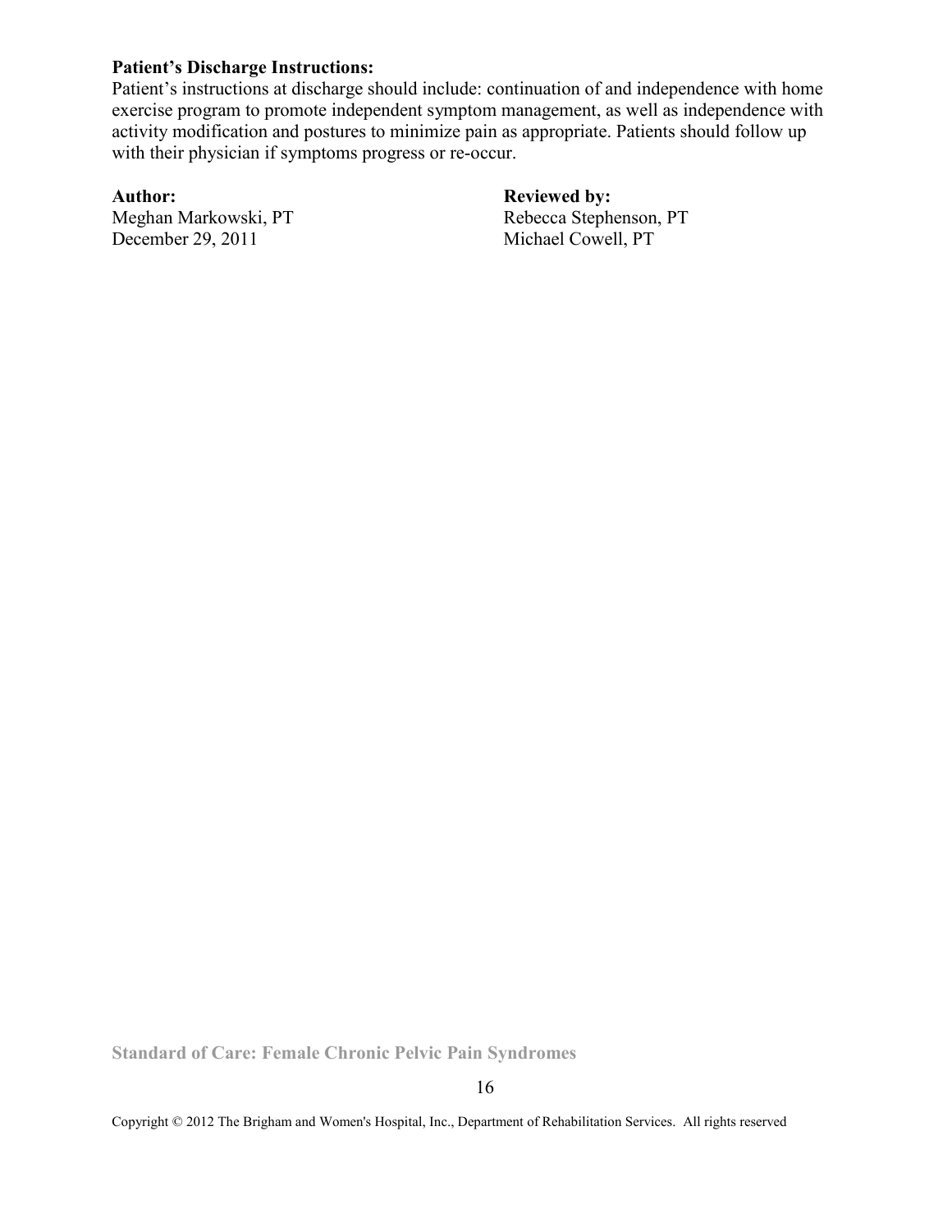**Patient's Discharge Instructions:**
Patient's instructions at discharge should include: continuation of and independence with home exercise program to promote independent symptom management, as well as independence with activity modification and postures to minimize pain as appropriate. Patients should follow up with their physician if symptoms progress or re-occur.

**Author:**
Meghan Markowski, PT
December 29, 2011

**Reviewed by:**
Rebecca Stephenson, PT
Michael Cowell, PT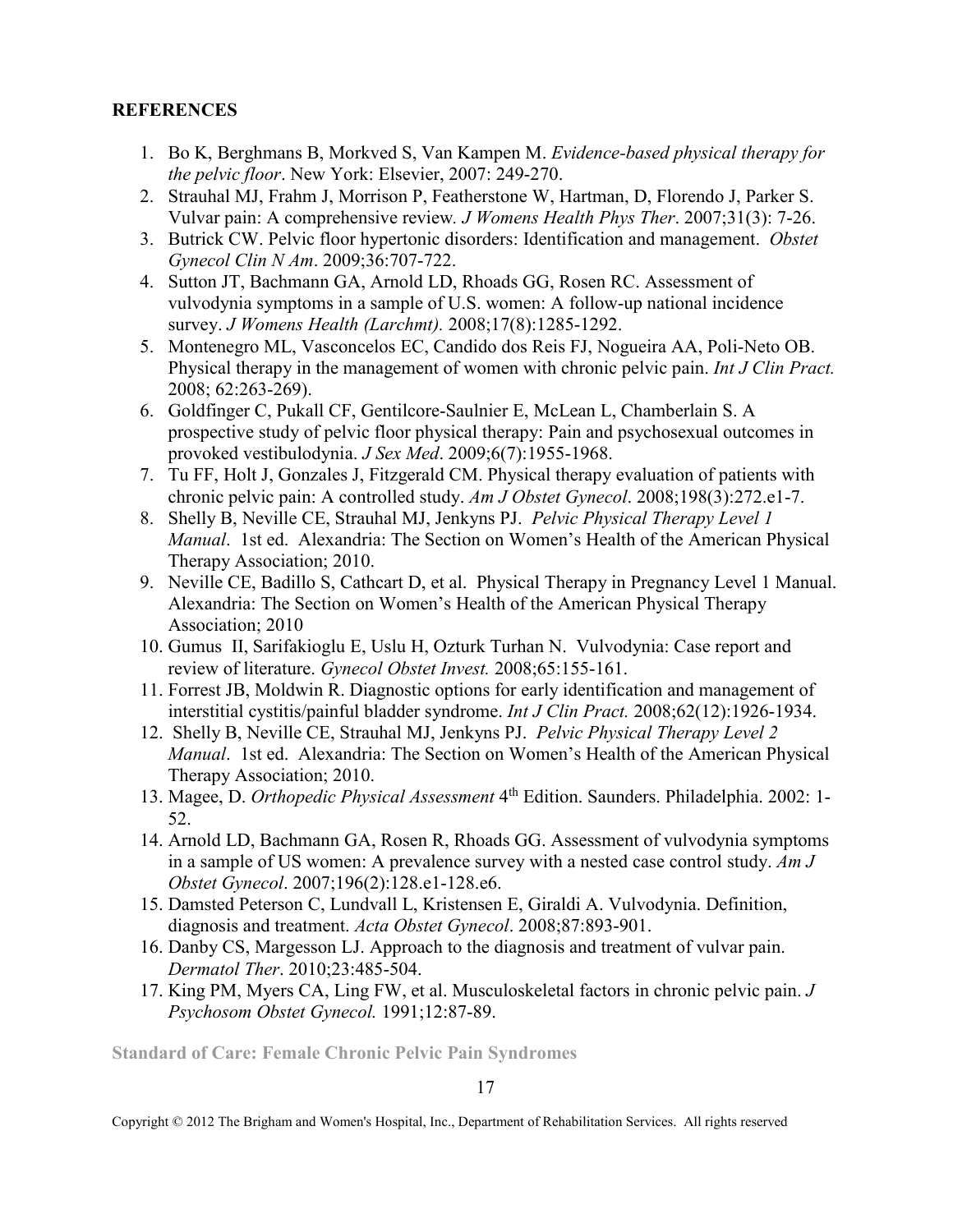**REFERENCES**

1. Bo K, Berghmans B, Morkved S, Van Kampen M. *Evidence-based physical therapy for the pelvic floor*. New York: Elsevier, 2007: 249-270.
2. Strauhal MJ, Frahm J, Morrison P, Featherstone W, Hartman, D, Florendo J, Parker S. Vulvar pain: A comprehensive review. *J Womens Health Phys Ther*. 2007;31(3): 7-26.
3. Butrick CW. Pelvic floor hypertonic disorders: Identification and management. *Obstet Gynecol Clin N Am*. 2009;36:707-722.
4. Sutton JT, Bachmann GA, Arnold LD, Rhoads GG, Rosen RC. Assessment of vulvodynia symptoms in a sample of U.S. women: A follow-up national incidence survey. *J Womens Health (Larchmt).* 2008;17(8):1285-1292.
5. Montenegro ML, Vasconcelos EC, Candido dos Reis FJ, Nogueira AA, Poli-Neto OB. Physical therapy in the management of women with chronic pelvic pain. *Int J Clin Pract.* 2008; 62:263-269).
6. Goldfinger C, Pukall CF, Gentilcore-Saulnier E, McLean L, Chamberlain S. A prospective study of pelvic floor physical therapy: Pain and psychosexual outcomes in provoked vestibulodynia. *J Sex Med*. 2009;6(7):1955-1968.
7. Tu FF, Holt J, Gonzales J, Fitzgerald CM. Physical therapy evaluation of patients with chronic pelvic pain: A controlled study. *Am J Obstet Gynecol*. 2008;198(3):272.e1-7.
8. Shelly B, Neville CE, Strauhal MJ, Jenkyns PJ. *Pelvic Physical Therapy Level 1 Manual*. 1st ed. Alexandria: The Section on Women's Health of the American Physical Therapy Association; 2010.
9. Neville CE, Badillo S, Cathcart D, et al. Physical Therapy in Pregnancy Level 1 Manual. Alexandria: The Section on Women's Health of the American Physical Therapy Association; 2010
10. Gumus II, Sarifakioglu E, Uslu H, Ozturk Turhan N. Vulvodynia: Case report and review of literature. *Gynecol Obstet Invest.* 2008;65:155-161.
11. Forrest JB, Moldwin R. Diagnostic options for early identification and management of interstitial cystitis/painful bladder syndrome. *Int J Clin Pract.* 2008;62(12):1926-1934.
12. Shelly B, Neville CE, Strauhal MJ, Jenkyns PJ. *Pelvic Physical Therapy Level 2 Manual*. 1st ed. Alexandria: The Section on Women's Health of the American Physical Therapy Association; 2010.
13. Magee, D. *Orthopedic Physical Assessment* 4th Edition. Saunders. Philadelphia. 2002: 1-52.
14. Arnold LD, Bachmann GA, Rosen R, Rhoads GG. Assessment of vulvodynia symptoms in a sample of US women: A prevalence survey with a nested case control study. *Am J Obstet Gynecol*. 2007;196(2):128.e1-128.e6.
15. Damsted Peterson C, Lundvall L, Kristensen E, Giraldi A. Vulvodynia. Definition, diagnosis and treatment. *Acta Obstet Gynecol*. 2008;87:893-901.
16. Danby CS, Margesson LJ. Approach to the diagnosis and treatment of vulvar pain. *Dermatol Ther*. 2010;23:485-504.
17. King PM, Myers CA, Ling FW, et al. Musculoskeletal factors in chronic pelvic pain. *J Psychosom Obstet Gynecol.* 1991;12:87-89.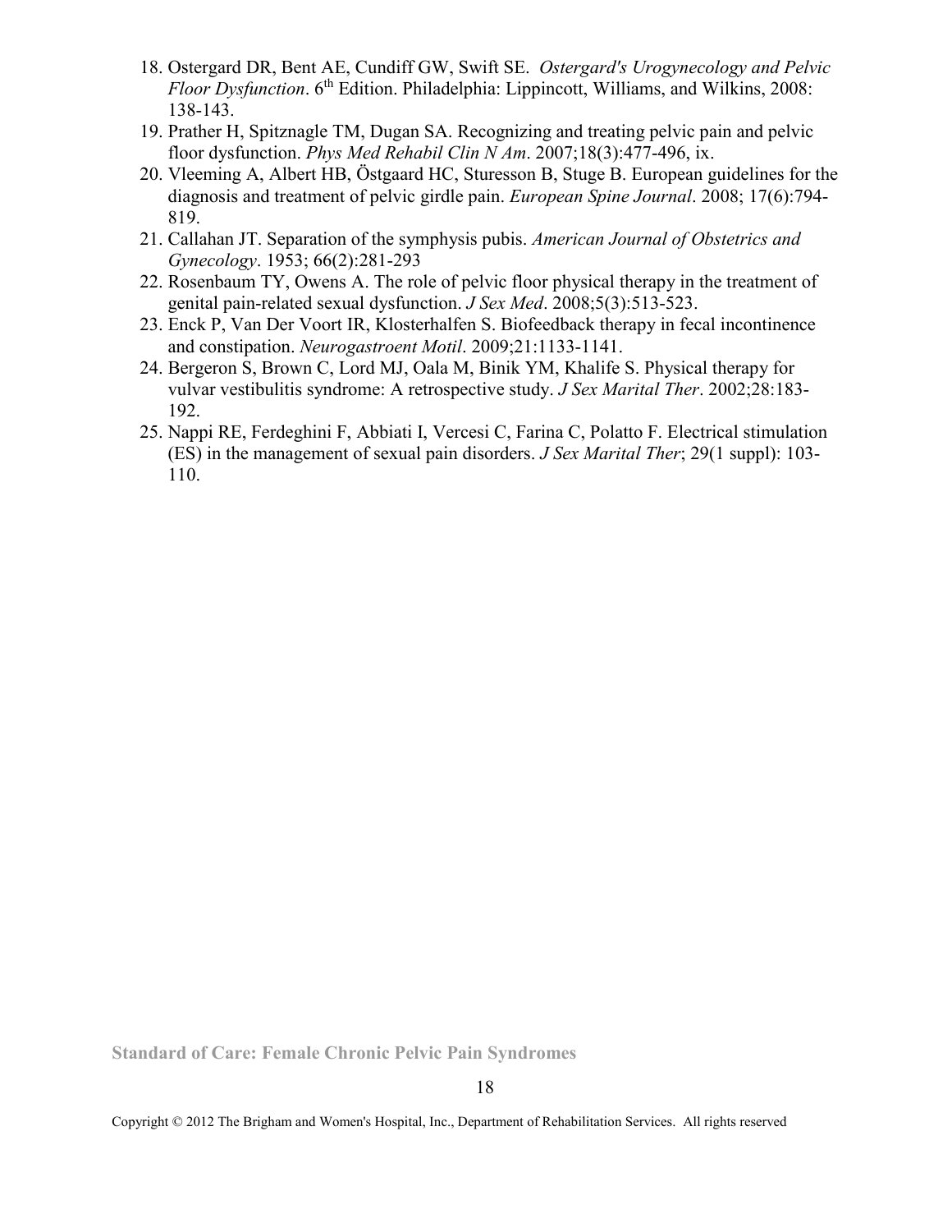18. Ostergard DR, Bent AE, Cundiff GW, Swift SE. *Ostergard's Urogynecology and Pelvic Floor Dysfunction*. 6th Edition. Philadelphia: Lippincott, Williams, and Wilkins, 2008: 138-143.
19. Prather H, Spitznagle TM, Dugan SA. Recognizing and treating pelvic pain and pelvic floor dysfunction. *Phys Med Rehabil Clin N Am*. 2007;18(3):477-496, ix.
20. Vleeming A, Albert HB, Östgaard HC, Sturesson B, Stuge B. European guidelines for the diagnosis and treatment of pelvic girdle pain. *European Spine Journal*. 2008; 17(6):794-819.
21. Callahan JT. Separation of the symphysis pubis. *American Journal of Obstetrics and Gynecology*. 1953; 66(2):281-293
22. Rosenbaum TY, Owens A. The role of pelvic floor physical therapy in the treatment of genital pain-related sexual dysfunction. *J Sex Med*. 2008;5(3):513-523.
23. Enck P, Van Der Voort IR, Klosterhalfen S. Biofeedback therapy in fecal incontinence and constipation. *Neurogastroent Motil*. 2009;21:1133-1141.
24. Bergeron S, Brown C, Lord MJ, Oala M, Binik YM, Khalife S. Physical therapy for vulvar vestibulitis syndrome: A retrospective study. *J Sex Marital Ther*. 2002;28:183-192.
25. Nappi RE, Ferdeghini F, Abbiati I, Vercesi C, Farina C, Polatto F. Electrical stimulation (ES) in the management of sexual pain disorders. *J Sex Marital Ther*; 29(1 suppl): 103-110.

Copyright © 2012 The Brigham and Women's Hospital, Inc., Department of Rehabilitation Services. All rights reserved